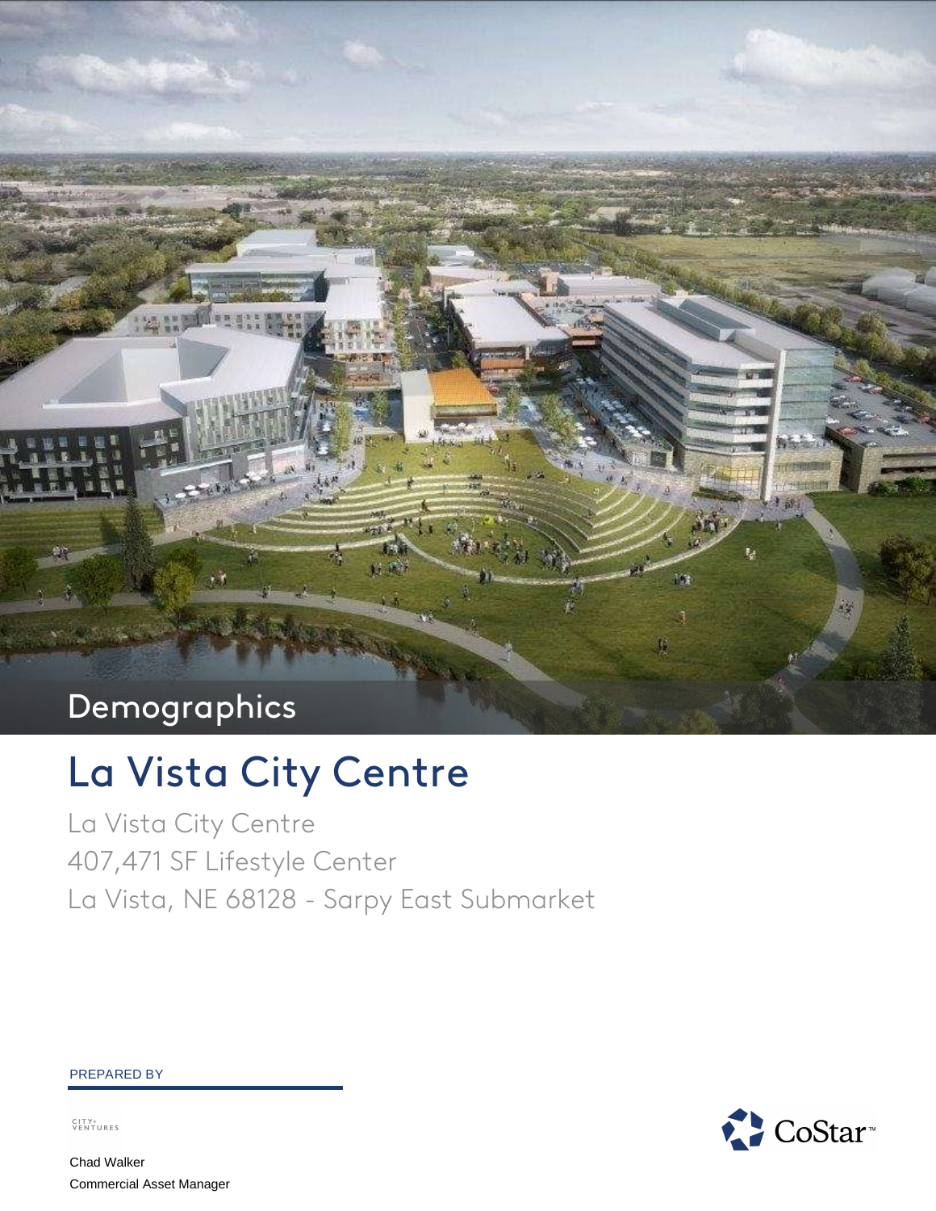Demographics

# La Vista City Centre

La Vista City Centre
407,471 SF Lifestyle Center
La Vista, NE 68128 - Sarpy East Submarket

PREPARED BY

CITY+ VENTURES

Chad Walker
Commercial Asset Manager

CoStar™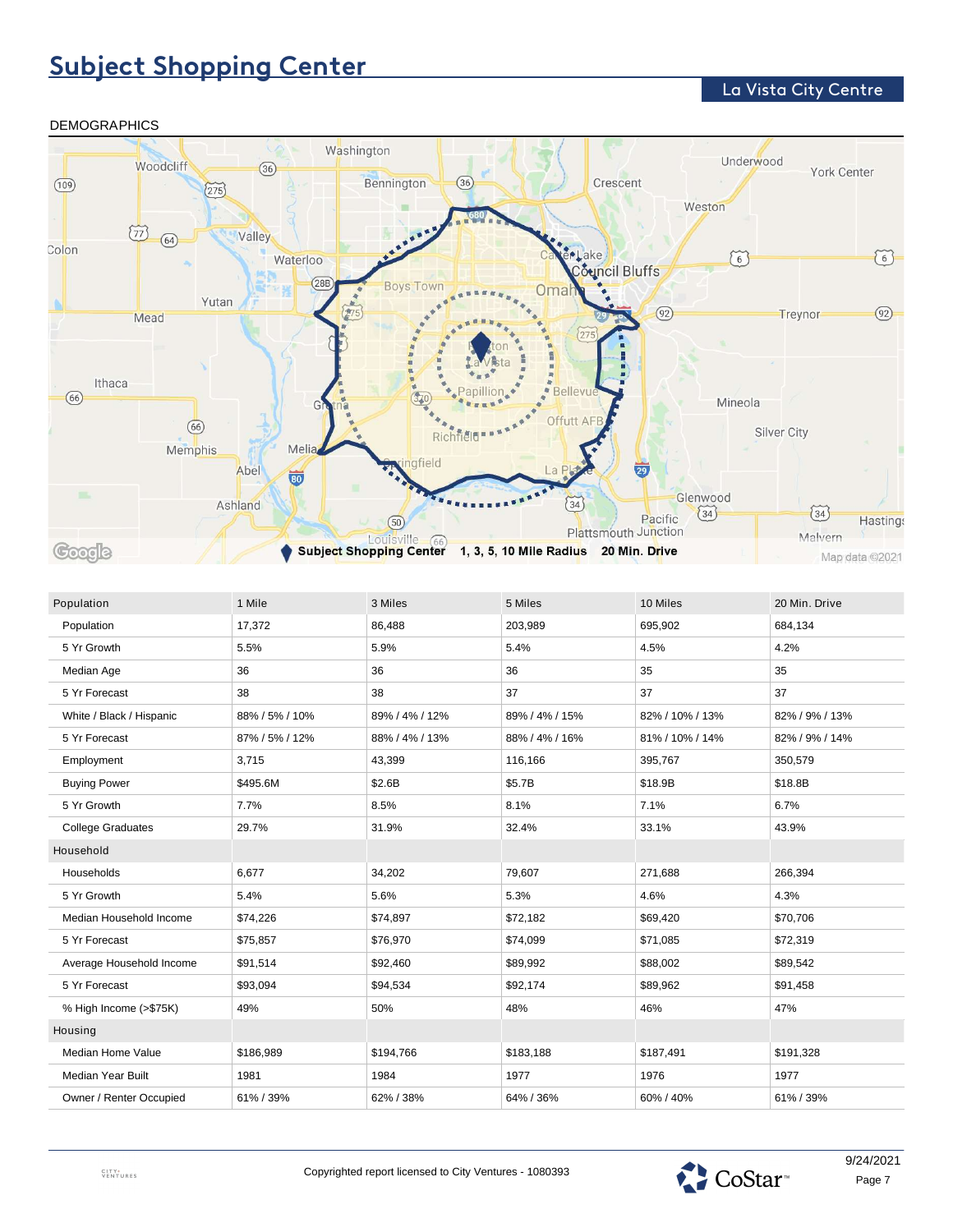# Subject Shopping Center

## La Vista City Centre

DEMOGRAPHICS

Subject Shopping Center | 1, 3, 5, 10 Mile Radius | 20 Min. Drive

| Population | 1 Mile | 3 Miles | 5 Miles | 10 Miles | 20 Min. Drive |
|---|---|---|---|---|---|
| Population | 17,372 | 86,488 | 203,989 | 695,902 | 684,134 |
| 5 Yr Growth | 5.5% | 5.9% | 5.4% | 4.5% | 4.2% |
| Median Age | 36 | 36 | 36 | 35 | 35 |
| 5 Yr Forecast | 38 | 38 | 37 | 37 | 37 |
| White / Black / Hispanic | 88% / 5% / 10% | 89% / 4% / 12% | 89% / 4% / 15% | 82% / 10% / 13% | 82% / 9% / 13% |
| 5 Yr Forecast | 87% / 5% / 12% | 88% / 4% / 13% | 88% / 4% / 16% | 81% / 10% / 14% | 82% / 9% / 14% |
| Employment | 3,715 | 43,399 | 116,166 | 395,767 | 350,579 |
| Buying Power | $495.6M | $2.6B | $5.7B | $18.9B | $18.8B |
| 5 Yr Growth | 7.7% | 8.5% | 8.1% | 7.1% | 6.7% |
| College Graduates | 29.7% | 31.9% | 32.4% | 33.1% | 43.9% |
| **Household** | | | | | |
| Households | 6,677 | 34,202 | 79,607 | 271,688 | 266,394 |
| 5 Yr Growth | 5.4% | 5.6% | 5.3% | 4.6% | 4.3% |
| Median Household Income | $74,226 | $74,897 | $72,182 | $69,420 | $70,706 |
| 5 Yr Forecast | $75,857 | $76,970 | $74,099 | $71,085 | $72,319 |
| Average Household Income | $91,514 | $92,460 | $89,992 | $88,002 | $89,542 |
| 5 Yr Forecast | $93,094 | $94,534 | $92,174 | $89,962 | $91,458 |
| % High Income (>$75K) | 49% | 50% | 48% | 46% | 47% |
| **Housing** | | | | | |
| Median Home Value | $186,989 | $194,766 | $183,188 | $187,491 | $191,328 |
| Median Year Built | 1981 | 1984 | 1977 | 1976 | 1977 |
| Owner / Renter Occupied | 61% / 39% | 62% / 38% | 64% / 36% | 60% / 40% | 61% / 39% |

Copyrighted report licensed to City Ventures - 1080393

9/24/2021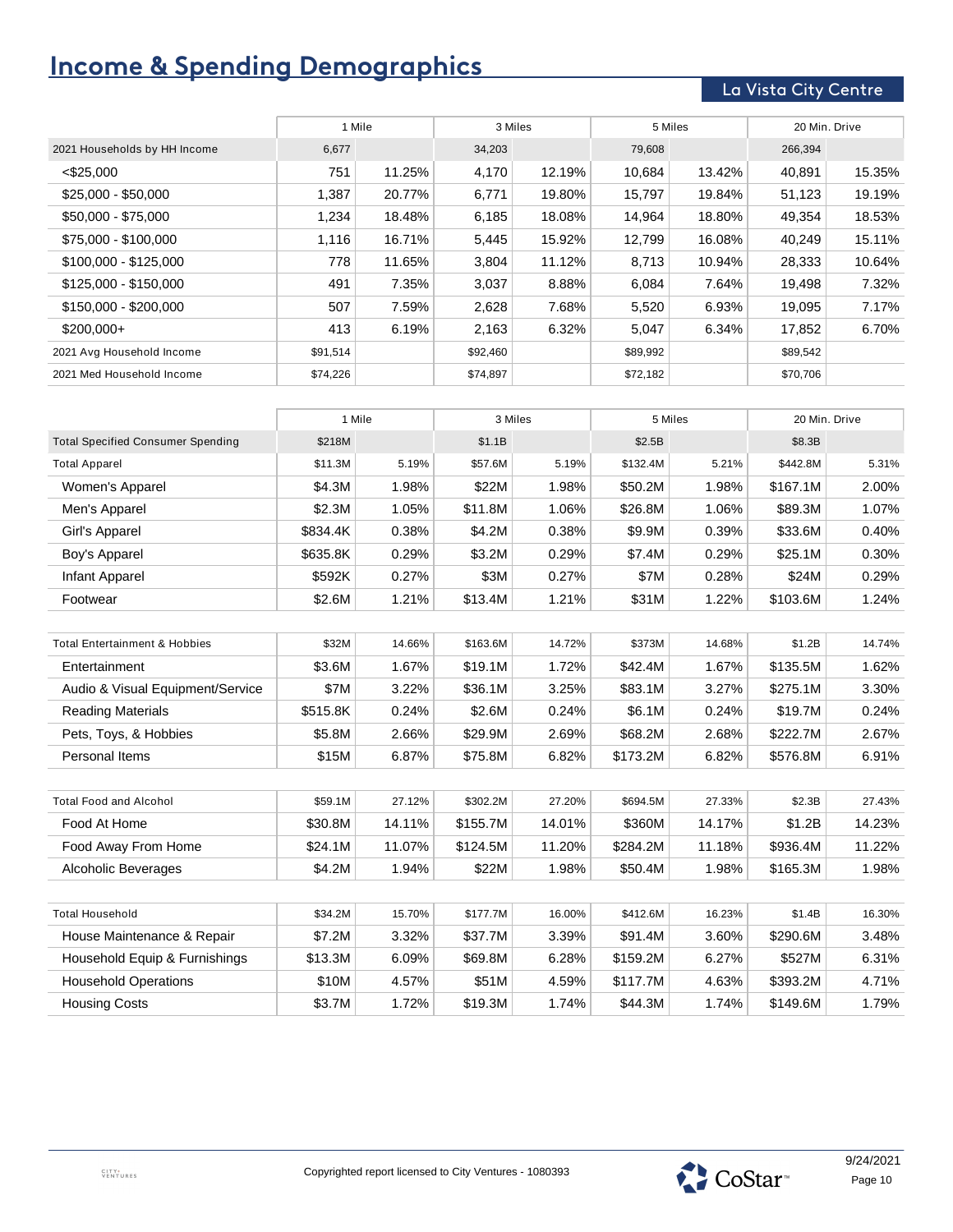# Income & Spending Demographics

## La Vista City Centre

| | 1 Mile | | 3 Miles | | 5 Miles | | 20 Min. Drive | |
|---|---|---|---|---|---|---|---|---|
| 2021 Households by HH Income | 6,677 | | 34,203 | | 79,608 | | 266,394 | |
| <$25,000 | 751 | 11.25% | 4,170 | 12.19% | 10,684 | 13.42% | 40,891 | 15.35% |
| $25,000 - $50,000 | 1,387 | 20.77% | 6,771 | 19.80% | 15,797 | 19.84% | 51,123 | 19.19% |
| $50,000 - $75,000 | 1,234 | 18.48% | 6,185 | 18.08% | 14,964 | 18.80% | 49,354 | 18.53% |
| $75,000 - $100,000 | 1,116 | 16.71% | 5,445 | 15.92% | 12,799 | 16.08% | 40,249 | 15.11% |
| $100,000 - $125,000 | 778 | 11.65% | 3,804 | 11.12% | 8,713 | 10.94% | 28,333 | 10.64% |
| $125,000 - $150,000 | 491 | 7.35% | 3,037 | 8.88% | 6,084 | 7.64% | 19,498 | 7.32% |
| $150,000 - $200,000 | 507 | 7.59% | 2,628 | 7.68% | 5,520 | 6.93% | 19,095 | 7.17% |
| $200,000+ | 413 | 6.19% | 2,163 | 6.32% | 5,047 | 6.34% | 17,852 | 6.70% |
| 2021 Avg Household Income | $91,514 | | $92,460 | | $89,992 | | $89,542 | |
| 2021 Med Household Income | $74,226 | | $74,897 | | $72,182 | | $70,706 | |

| | 1 Mile | | 3 Miles | | 5 Miles | | 20 Min. Drive | |
|---|---|---|---|---|---|---|---|---|
| Total Specified Consumer Spending | $218M | | $1.1B | | $2.5B | | $8.3B | |
| Total Apparel | $11.3M | 5.19% | $57.6M | 5.19% | $132.4M | 5.21% | $442.8M | 5.31% |
| Women's Apparel | $4.3M | 1.98% | $22M | 1.98% | $50.2M | 1.98% | $167.1M | 2.00% |
| Men's Apparel | $2.3M | 1.05% | $11.8M | 1.06% | $26.8M | 1.06% | $89.3M | 1.07% |
| Girl's Apparel | $834.4K | 0.38% | $4.2M | 0.38% | $9.9M | 0.39% | $33.6M | 0.40% |
| Boy's Apparel | $635.8K | 0.29% | $3.2M | 0.29% | $7.4M | 0.29% | $25.1M | 0.30% |
| Infant Apparel | $592K | 0.27% | $3M | 0.27% | $7M | 0.28% | $24M | 0.29% |
| Footwear | $2.6M | 1.21% | $13.4M | 1.21% | $31M | 1.22% | $103.6M | 1.24% |
| | | | | | | | | |
| Total Entertainment & Hobbies | $32M | 14.66% | $163.6M | 14.72% | $373M | 14.68% | $1.2B | 14.74% |
| Entertainment | $3.6M | 1.67% | $19.1M | 1.72% | $42.4M | 1.67% | $135.5M | 1.62% |
| Audio & Visual Equipment/Service | $7M | 3.22% | $36.1M | 3.25% | $83.1M | 3.27% | $275.1M | 3.30% |
| Reading Materials | $515.8K | 0.24% | $2.6M | 0.24% | $6.1M | 0.24% | $19.7M | 0.24% |
| Pets, Toys, & Hobbies | $5.8M | 2.66% | $29.9M | 2.69% | $68.2M | 2.68% | $222.7M | 2.67% |
| Personal Items | $15M | 6.87% | $75.8M | 6.82% | $173.2M | 6.82% | $576.8M | 6.91% |
| | | | | | | | | |
| Total Food and Alcohol | $59.1M | 27.12% | $302.2M | 27.20% | $694.5M | 27.33% | $2.3B | 27.43% |
| Food At Home | $30.8M | 14.11% | $155.7M | 14.01% | $360M | 14.17% | $1.2B | 14.23% |
| Food Away From Home | $24.1M | 11.07% | $124.5M | 11.20% | $284.2M | 11.18% | $936.4M | 11.22% |
| Alcoholic Beverages | $4.2M | 1.94% | $22M | 1.98% | $50.4M | 1.98% | $165.3M | 1.98% |
| | | | | | | | | |
| Total Household | $34.2M | 15.70% | $177.7M | 16.00% | $412.6M | 16.23% | $1.4B | 16.30% |
| House Maintenance & Repair | $7.2M | 3.32% | $37.7M | 3.39% | $91.4M | 3.60% | $290.6M | 3.48% |
| Household Equip & Furnishings | $13.3M | 6.09% | $69.8M | 6.28% | $159.2M | 6.27% | $527M | 6.31% |
| Household Operations | $10M | 4.57% | $51M | 4.59% | $117.7M | 4.63% | $393.2M | 4.71% |
| Housing Costs | $3.7M | 1.72% | $19.3M | 1.74% | $44.3M | 1.74% | $149.6M | 1.79% |

Copyrighted report licensed to City Ventures - 1080393

9/24/2021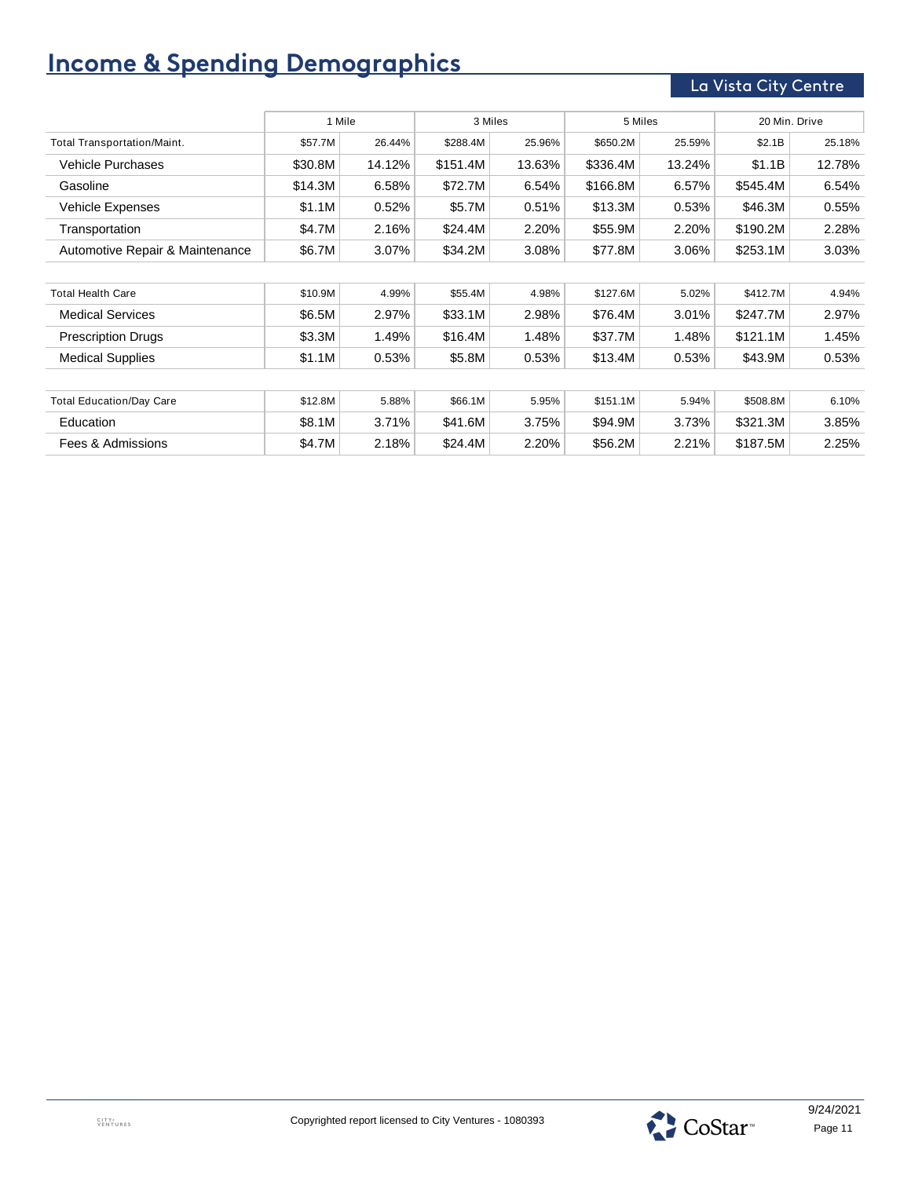# Income & Spending Demographics

## La Vista City Centre

| | 1 Mile | | 3 Miles | | 5 Miles | | 20 Min. Drive | |
|---|---|---|---|---|---|---|---|---|
| Total Transportation/Maint. | $57.7M | 26.44% | $288.4M | 25.96% | $650.2M | 25.59% | $2.1B | 25.18% |
| Vehicle Purchases | $30.8M | 14.12% | $151.4M | 13.63% | $336.4M | 13.24% | $1.1B | 12.78% |
| Gasoline | $14.3M | 6.58% | $72.7M | 6.54% | $166.8M | 6.57% | $545.4M | 6.54% |
| Vehicle Expenses | $1.1M | 0.52% | $5.7M | 0.51% | $13.3M | 0.53% | $46.3M | 0.55% |
| Transportation | $4.7M | 2.16% | $24.4M | 2.20% | $55.9M | 2.20% | $190.2M | 2.28% |
| Automotive Repair & Maintenance | $6.7M | 3.07% | $34.2M | 3.08% | $77.8M | 3.06% | $253.1M | 3.03% |

| | | | | | | | | |
|---|---|---|---|---|---|---|---|---|
| Total Health Care | $10.9M | 4.99% | $55.4M | 4.98% | $127.6M | 5.02% | $412.7M | 4.94% |
| Medical Services | $6.5M | 2.97% | $33.1M | 2.98% | $76.4M | 3.01% | $247.7M | 2.97% |
| Prescription Drugs | $3.3M | 1.49% | $16.4M | 1.48% | $37.7M | 1.48% | $121.1M | 1.45% |
| Medical Supplies | $1.1M | 0.53% | $5.8M | 0.53% | $13.4M | 0.53% | $43.9M | 0.53% |

| | | | | | | | | |
|---|---|---|---|---|---|---|---|---|
| Total Education/Day Care | $12.8M | 5.88% | $66.1M | 5.95% | $151.1M | 5.94% | $508.8M | 6.10% |
| Education | $8.1M | 3.71% | $41.6M | 3.75% | $94.9M | 3.73% | $321.3M | 3.85% |
| Fees & Admissions | $4.7M | 2.18% | $24.4M | 2.20% | $56.2M | 2.21% | $187.5M | 2.25% |

Copyrighted report licensed to City Ventures - 1080393

9/24/2021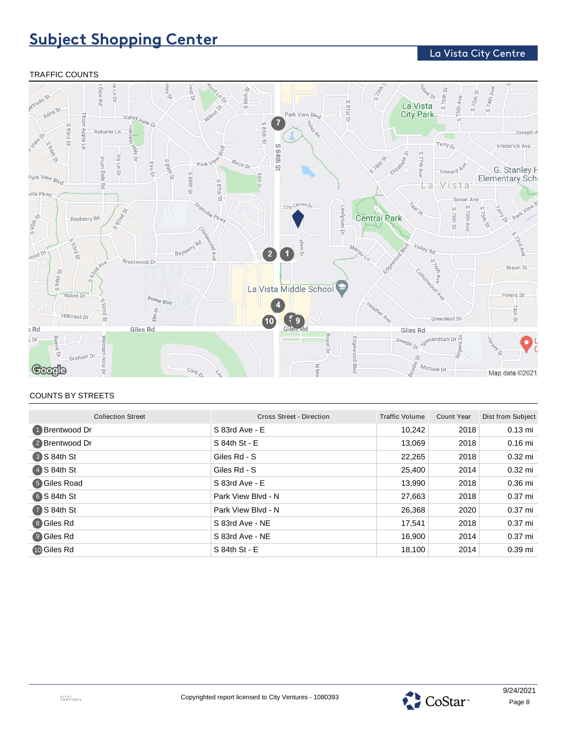# Subject Shopping Center

La Vista City Centre

## TRAFFIC COUNTS

## COUNTS BY STREETS

| Collection Street | Cross Street - Direction | Traffic Volume | Count Year | Dist from Subject |
|---|---|---|---|---|
| 1 Brentwood Dr | S 83rd Ave - E | 10,242 | 2018 | 0.13 mi |
| 2 Brentwood Dr | S 84th St - E | 13,069 | 2018 | 0.16 mi |
| 3 S 84th St | Giles Rd - S | 22,265 | 2018 | 0.32 mi |
| 4 S 84th St | Giles Rd - S | 25,400 | 2014 | 0.32 mi |
| 5 Giles Road | S 83rd Ave - E | 13,990 | 2018 | 0.36 mi |
| 6 S 84th St | Park View Blvd - N | 27,663 | 2018 | 0.37 mi |
| 7 S 84th St | Park View Blvd - N | 26,368 | 2020 | 0.37 mi |
| 8 Giles Rd | S 83rd Ave - NE | 17,541 | 2018 | 0.37 mi |
| 9 Giles Rd | S 83rd Ave - NE | 16,900 | 2014 | 0.37 mi |
| 10 Giles Rd | S 84th St - E | 18,100 | 2014 | 0.39 mi |

Copyrighted report licensed to City Ventures - 1080393

9/24/2021